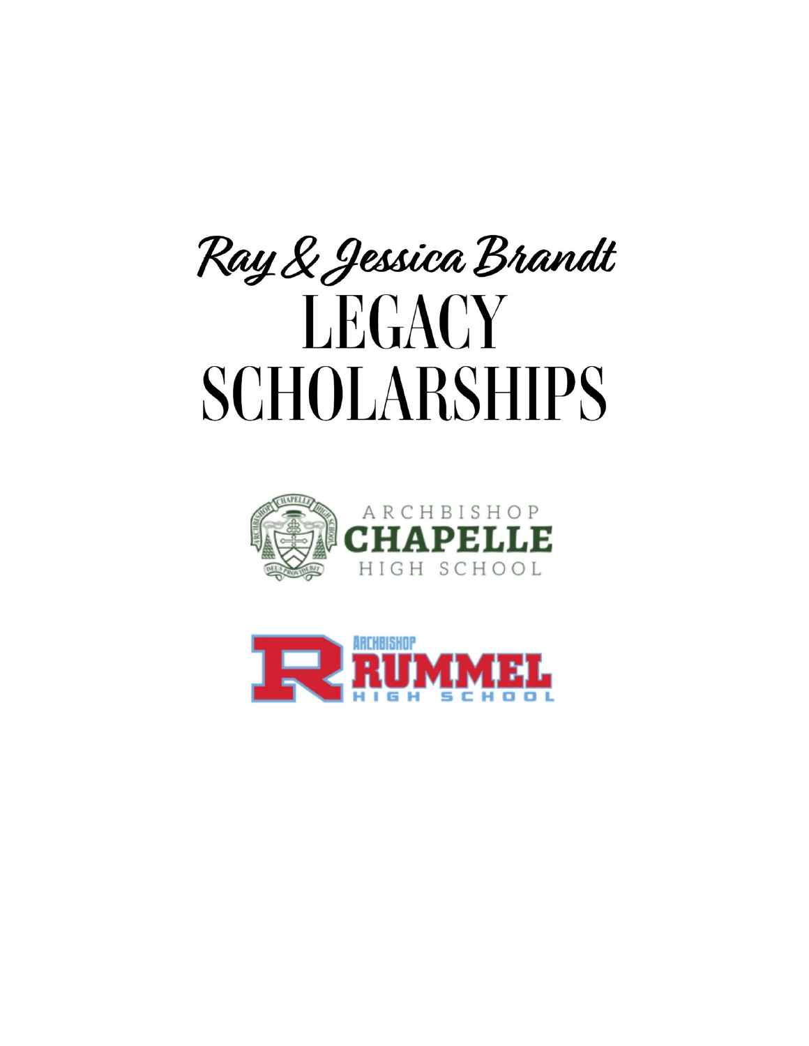# Ray & Jessica Brandt

# LEGACY SCHOLARSHIPS

ARCHBISHOP **CHAPELLE** HIGH SCHOOL

ARCHBISHOP **RUMMEL** HIGH SCHOOL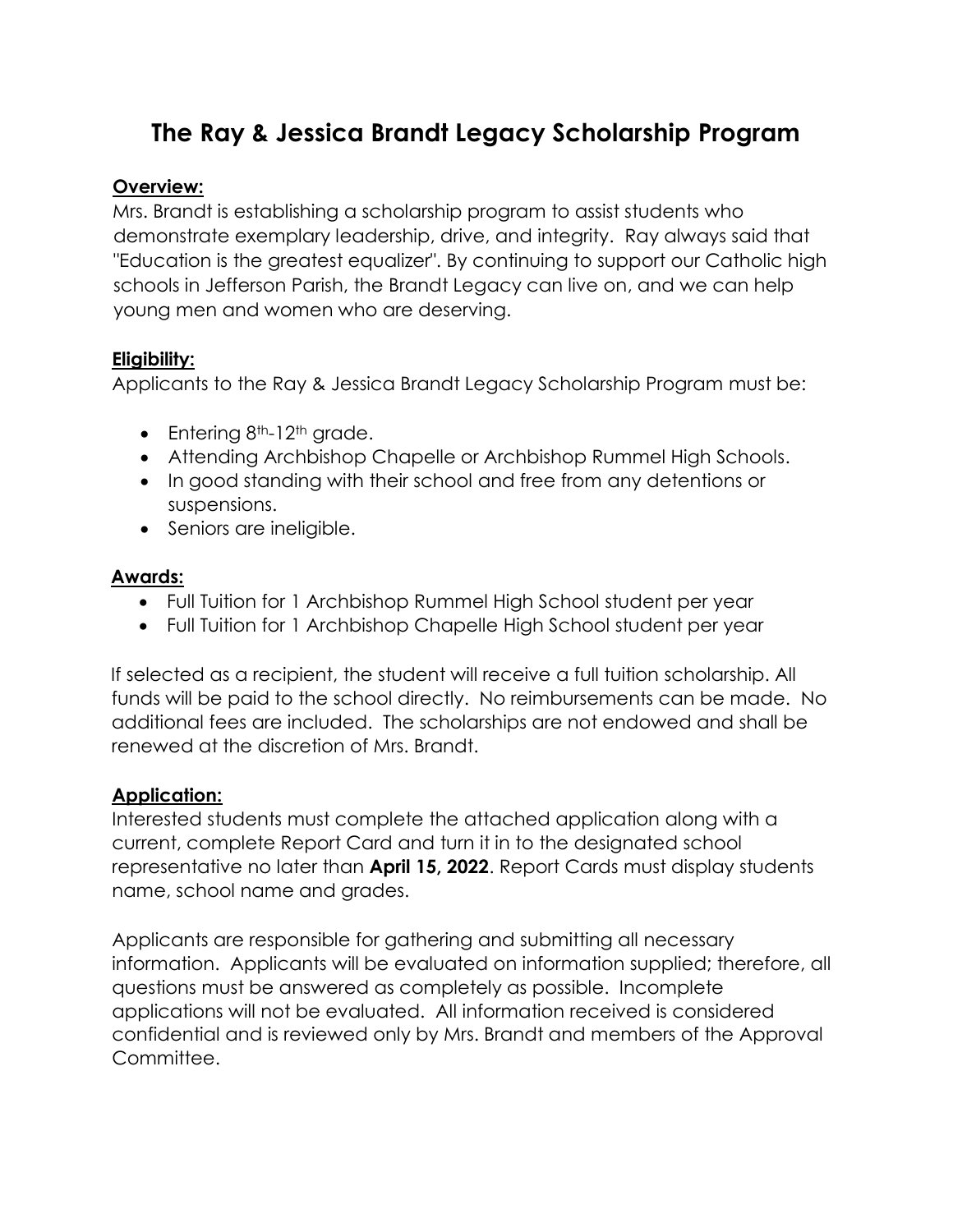# The Ray & Jessica Brandt Legacy Scholarship Program

**Overview:**

Mrs. Brandt is establishing a scholarship program to assist students who demonstrate exemplary leadership, drive, and integrity. Ray always said that "Education is the greatest equalizer". By continuing to support our Catholic high schools in Jefferson Parish, the Brandt Legacy can live on, and we can help young men and women who are deserving.

**Eligibility:**

Applicants to the Ray & Jessica Brandt Legacy Scholarship Program must be:

- Entering 8th-12th grade.
- Attending Archbishop Chapelle or Archbishop Rummel High Schools.
- In good standing with their school and free from any detentions or suspensions.
- Seniors are ineligible.

**Awards:**

- Full Tuition for 1 Archbishop Rummel High School student per year
- Full Tuition for 1 Archbishop Chapelle High School student per year

If selected as a recipient, the student will receive a full tuition scholarship. All funds will be paid to the school directly. No reimbursements can be made. No additional fees are included. The scholarships are not endowed and shall be renewed at the discretion of Mrs. Brandt.

**Application:**

Interested students must complete the attached application along with a current, complete Report Card and turn it in to the designated school representative no later than **April 15, 2022**. Report Cards must display students name, school name and grades.

Applicants are responsible for gathering and submitting all necessary information. Applicants will be evaluated on information supplied; therefore, all questions must be answered as completely as possible. Incomplete applications will not be evaluated. All information received is considered confidential and is reviewed only by Mrs. Brandt and members of the Approval Committee.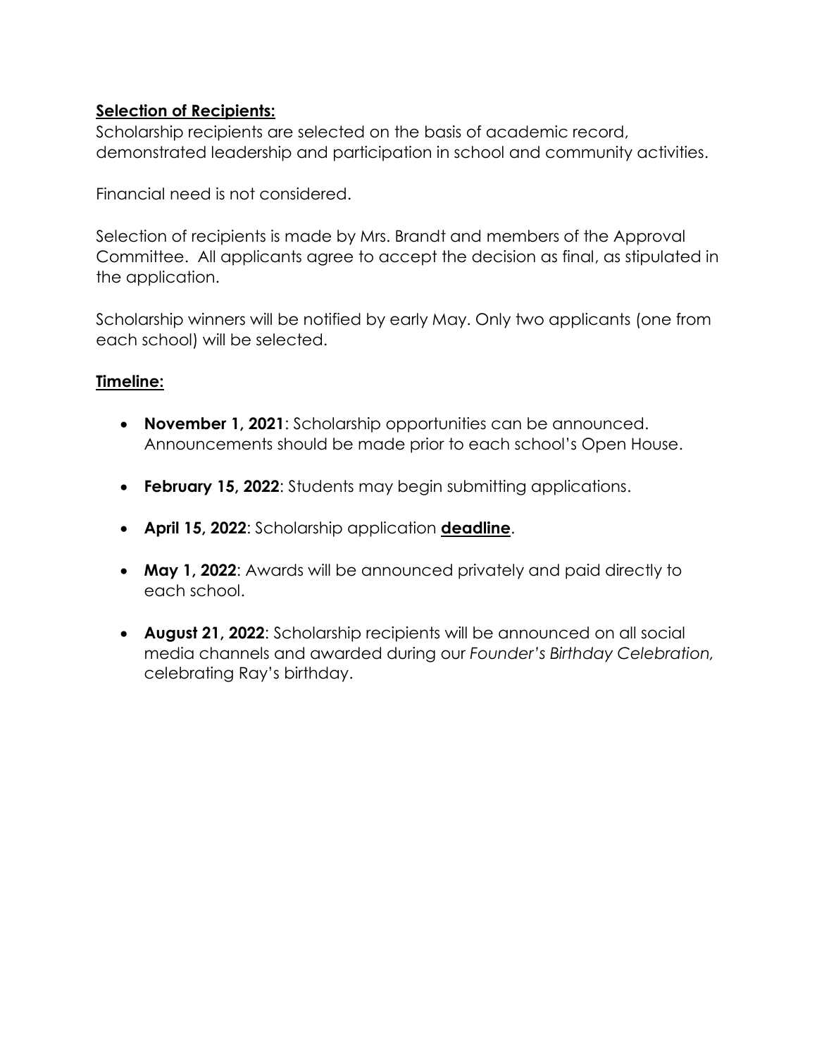**<u>Selection of Recipients</u>:**
Scholarship recipients are selected on the basis of academic record, demonstrated leadership and participation in school and community activities.

Financial need is not considered.

Selection of recipients is made by Mrs. Brandt and members of the Approval Committee. All applicants agree to accept the decision as final, as stipulated in the application.

Scholarship winners will be notified by early May. Only two applicants (one from each school) will be selected.

**<u>Timeline:</u>**

- **November 1, 2021**: Scholarship opportunities can be announced. Announcements should be made prior to each school's Open House.
- **February 15, 2022**: Students may begin submitting applications.
- **April 15, 2022**: Scholarship application **<u>deadline</u>**.
- **May 1, 2022**: Awards will be announced privately and paid directly to each school.
- **August 21, 2022**: Scholarship recipients will be announced on all social media channels and awarded during our *Founder's Birthday Celebration,* celebrating Ray's birthday.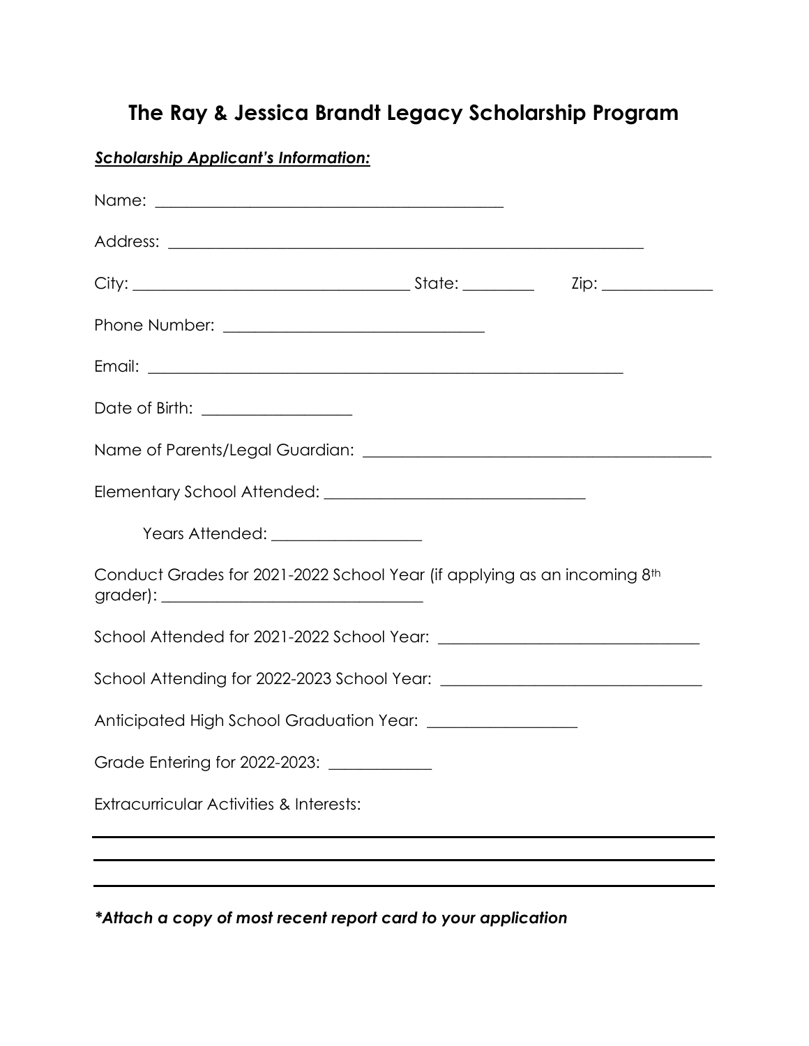# The Ray & Jessica Brandt Legacy Scholarship Program

***Scholarship Applicant's Information:***

Name: _____________________________________________

Address: _____________________________________________________________

City: ____________________________________ State: _________ Zip: ______________

Phone Number: ________________________________

Email: _____________________________________________________________

Date of Birth: ___________________

Name of Parents/Legal Guardian: ___________________________________________

Elementary School Attended: _________________________________

Years Attended: ___________________

Conduct Grades for 2021-2022 School Year (if applying as an incoming 8th grader): _________________________________

School Attended for 2021-2022 School Year: _________________________________

School Attending for 2022-2023 School Year: _________________________________

Anticipated High School Graduation Year: ___________________

Grade Entering for 2022-2023: _____________

Extracurricular Activities & Interests:

_________________________________________________________________________________

_________________________________________________________________________________

_________________________________________________________________________________

***\*Attach a copy of most recent report card to your application***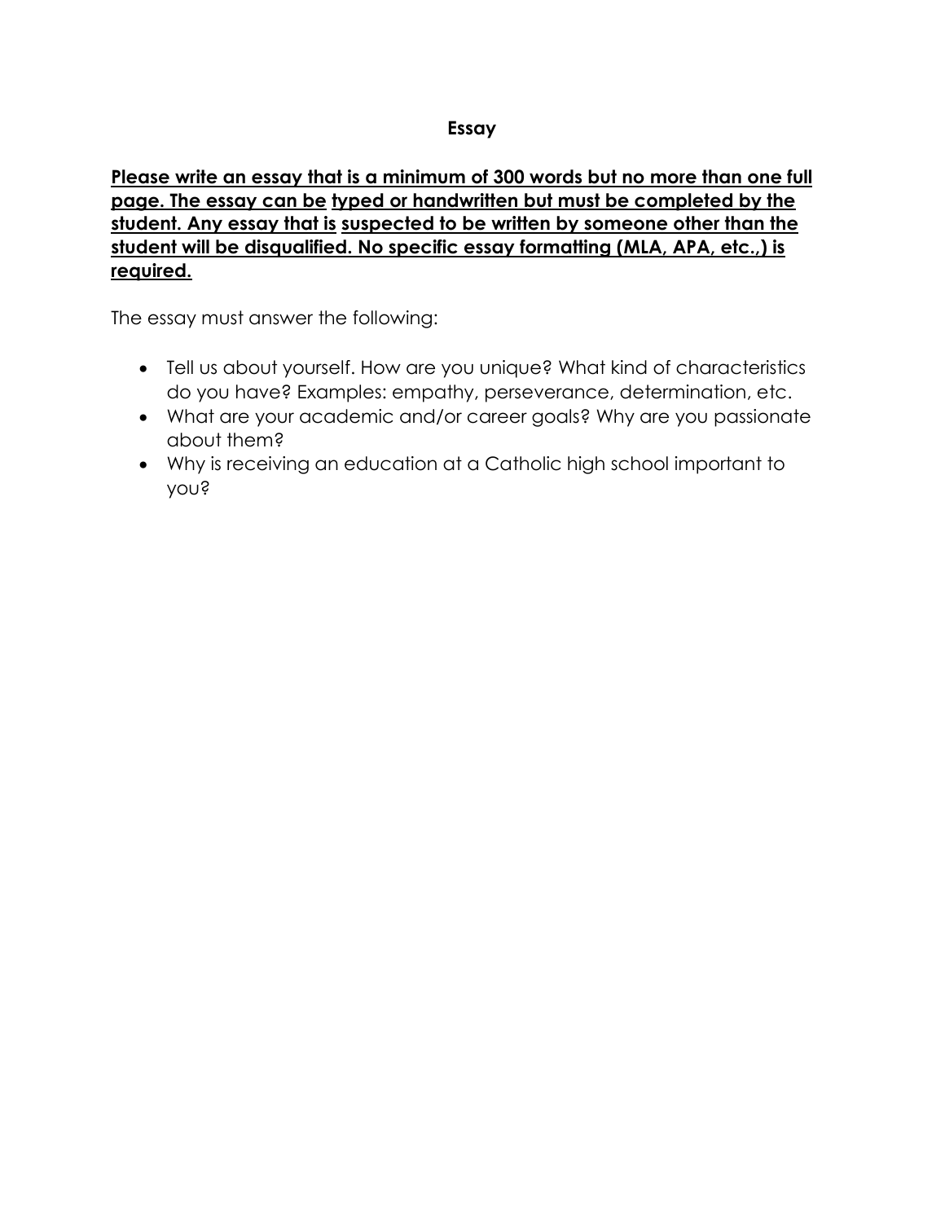**Essay**

**Please write an essay that is a minimum of 300 words but no more than one full page. The essay can be typed or handwritten but must be completed by the student. Any essay that is suspected to be written by someone other than the student will be disqualified. No specific essay formatting (MLA, APA, etc.,) is required.**

The essay must answer the following:

- Tell us about yourself. How are you unique? What kind of characteristics do you have? Examples: empathy, perseverance, determination, etc.
- What are your academic and/or career goals? Why are you passionate about them?
- Why is receiving an education at a Catholic high school important to you?